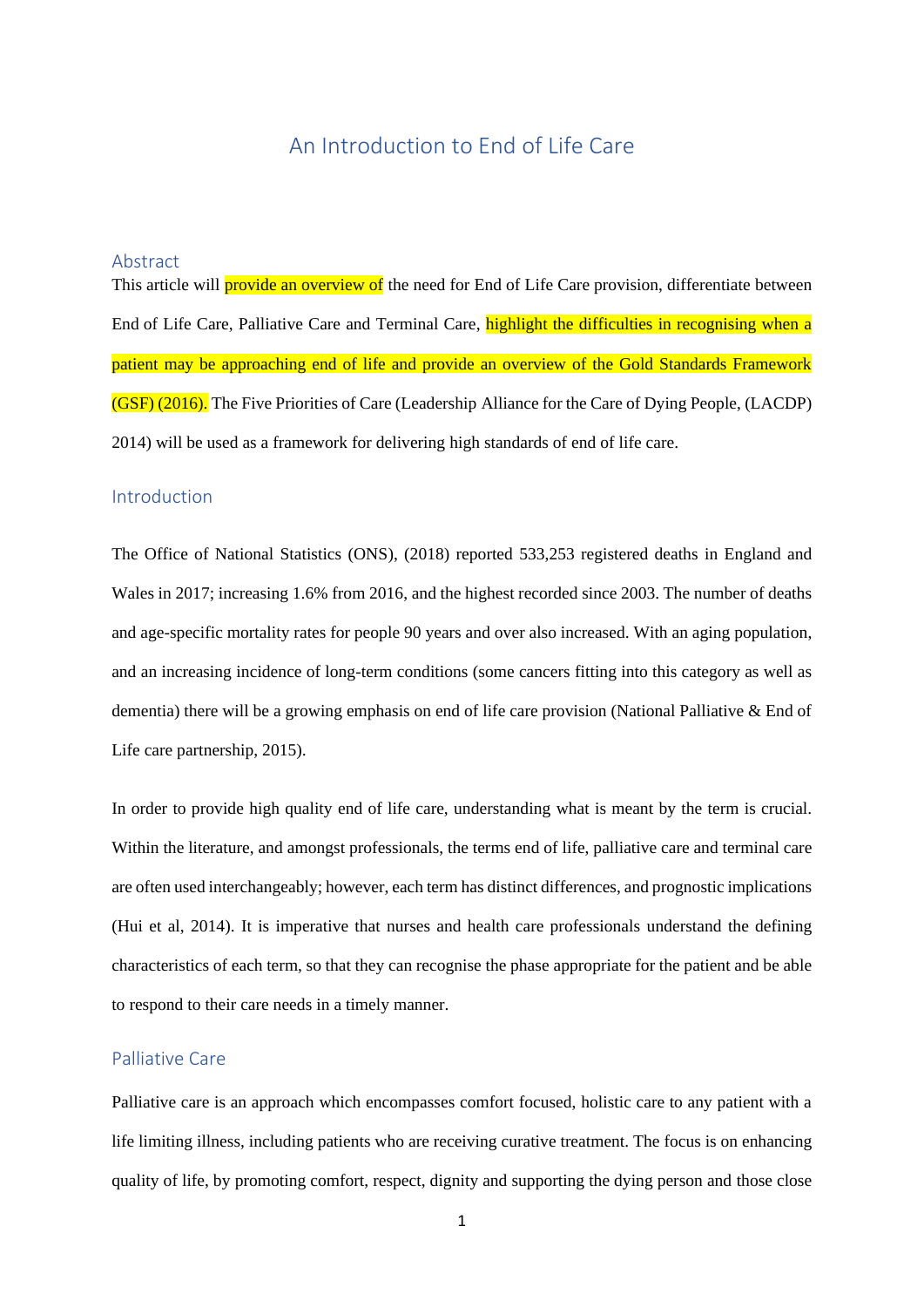# An Introduction to End of Life Care

## Abstract

This article will provide an overview of the need for End of Life Care provision, differentiate between End of Life Care, Palliative Care and Terminal Care, highlight the difficulties in recognising when a patient may be approaching end of life and provide an overview of the Gold Standards Framework (GSF) (2016). The Five Priorities of Care (Leadership Alliance for the Care of Dying People, (LACDP) 2014) will be used as a framework for delivering high standards of end of life care.

## Introduction

The Office of National Statistics (ONS), (2018) reported 533,253 registered deaths in England and Wales in 2017; increasing 1.6% from 2016, and the highest recorded since 2003. The number of deaths and age-specific mortality rates for people 90 years and over also increased. With an aging population, and an increasing incidence of long-term conditions (some cancers fitting into this category as well as dementia) there will be a growing emphasis on end of life care provision (National Palliative & End of Life care partnership, 2015).

In order to provide high quality end of life care, understanding what is meant by the term is crucial. Within the literature, and amongst professionals, the terms end of life, palliative care and terminal care are often used interchangeably; however, each term has distinct differences, and prognostic implications (Hui et al, 2014). It is imperative that nurses and health care professionals understand the defining characteristics of each term, so that they can recognise the phase appropriate for the patient and be able to respond to their care needs in a timely manner.

## Palliative Care

Palliative care is an approach which encompasses comfort focused, holistic care to any patient with a life limiting illness, including patients who are receiving curative treatment. The focus is on enhancing quality of life, by promoting comfort, respect, dignity and supporting the dying person and those close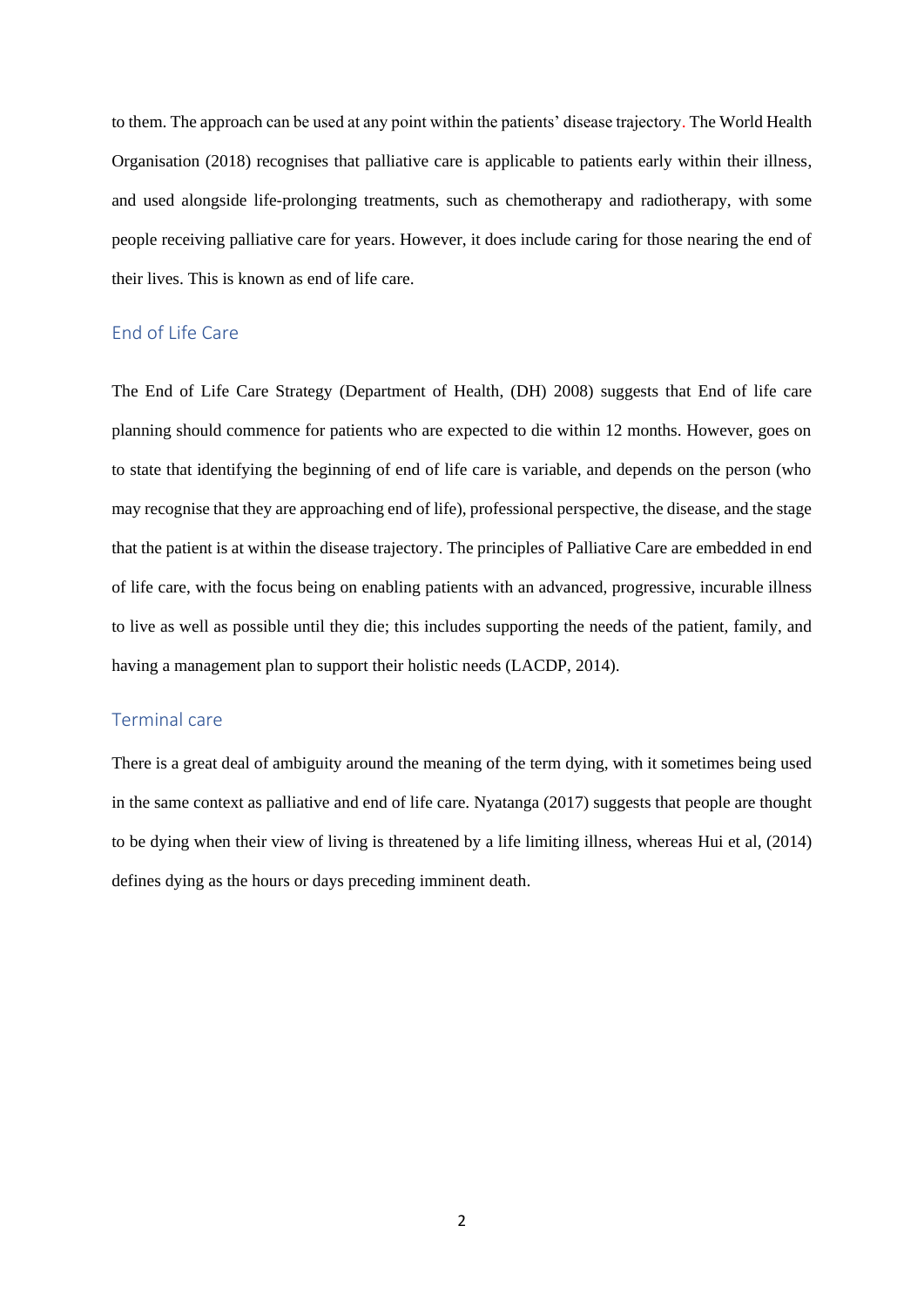to them. The approach can be used at any point within the patients' disease trajectory. The World Health Organisation (2018) recognises that palliative care is applicable to patients early within their illness, and used alongside life-prolonging treatments, such as chemotherapy and radiotherapy, with some people receiving palliative care for years. However, it does include caring for those nearing the end of their lives. This is known as end of life care.

## End of Life Care

The End of Life Care Strategy (Department of Health, (DH) 2008) suggests that End of life care planning should commence for patients who are expected to die within 12 months. However, goes on to state that identifying the beginning of end of life care is variable, and depends on the person (who may recognise that they are approaching end of life), professional perspective, the disease, and the stage that the patient is at within the disease trajectory. The principles of Palliative Care are embedded in end of life care, with the focus being on enabling patients with an advanced, progressive, incurable illness to live as well as possible until they die; this includes supporting the needs of the patient, family, and having a management plan to support their holistic needs (LACDP, 2014).

## Terminal care

There is a great deal of ambiguity around the meaning of the term dying, with it sometimes being used in the same context as palliative and end of life care. Nyatanga (2017) suggests that people are thought to be dying when their view of living is threatened by a life limiting illness, whereas Hui et al, (2014) defines dying as the hours or days preceding imminent death.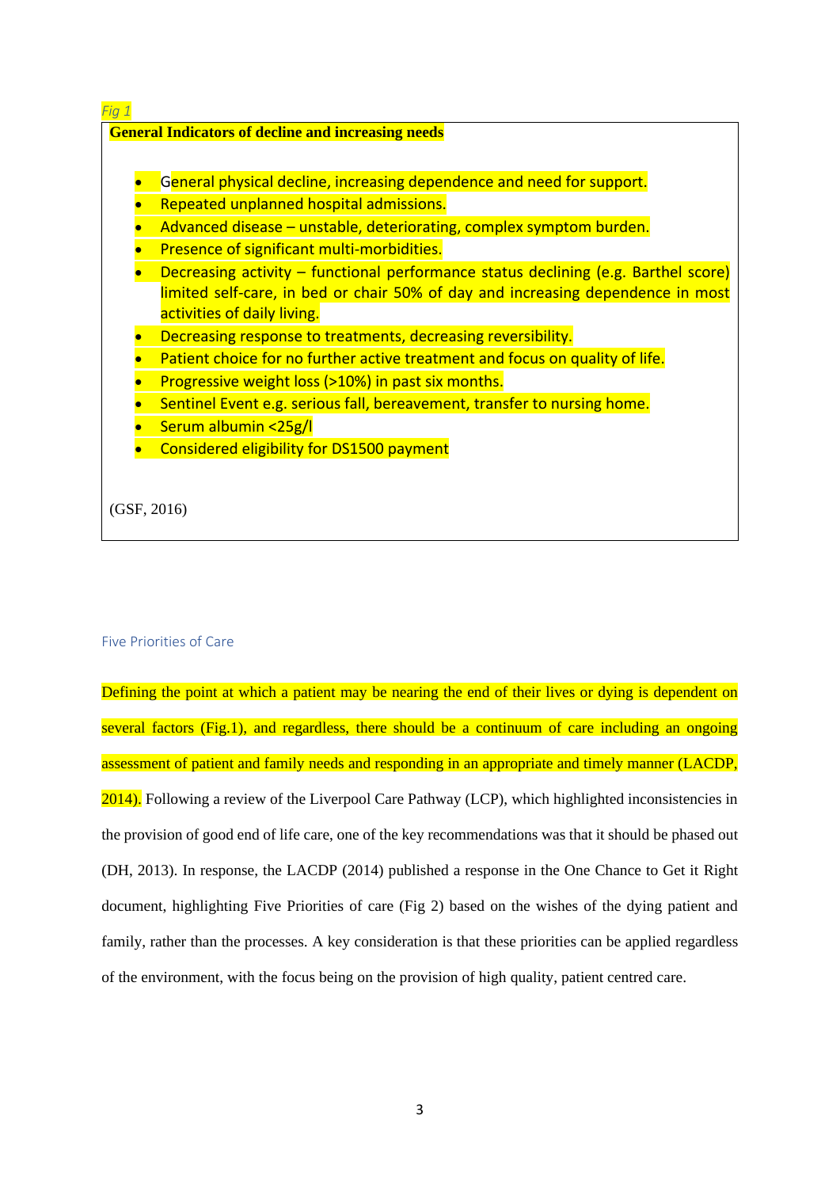*Fig 1*

**General Indicators of decline and increasing needs**

- General physical decline, increasing dependence and need for support.
- Repeated unplanned hospital admissions.
- Advanced disease – unstable, deteriorating, complex symptom burden.
- Presence of significant multi-morbidities.
- Decreasing activity – functional performance status declining (e.g. Barthel score) limited self-care, in bed or chair 50% of day and increasing dependence in most activities of daily living.
- Decreasing response to treatments, decreasing reversibility.
- Patient choice for no further active treatment and focus on quality of life.
- Progressive weight loss (>10%) in past six months.
- Sentinel Event e.g. serious fall, bereavement, transfer to nursing home.
- Serum albumin <25g/l
- Considered eligibility for DS1500 payment

(GSF, 2016)

## Five Priorities of Care

Defining the point at which a patient may be nearing the end of their lives or dying is dependent on several factors (Fig.1), and regardless, there should be a continuum of care including an ongoing assessment of patient and family needs and responding in an appropriate and timely manner (LACDP, 2014). Following a review of the Liverpool Care Pathway (LCP), which highlighted inconsistencies in the provision of good end of life care, one of the key recommendations was that it should be phased out (DH, 2013). In response, the LACDP (2014) published a response in the One Chance to Get it Right document, highlighting Five Priorities of care (Fig 2) based on the wishes of the dying patient and family, rather than the processes. A key consideration is that these priorities can be applied regardless of the environment, with the focus being on the provision of high quality, patient centred care.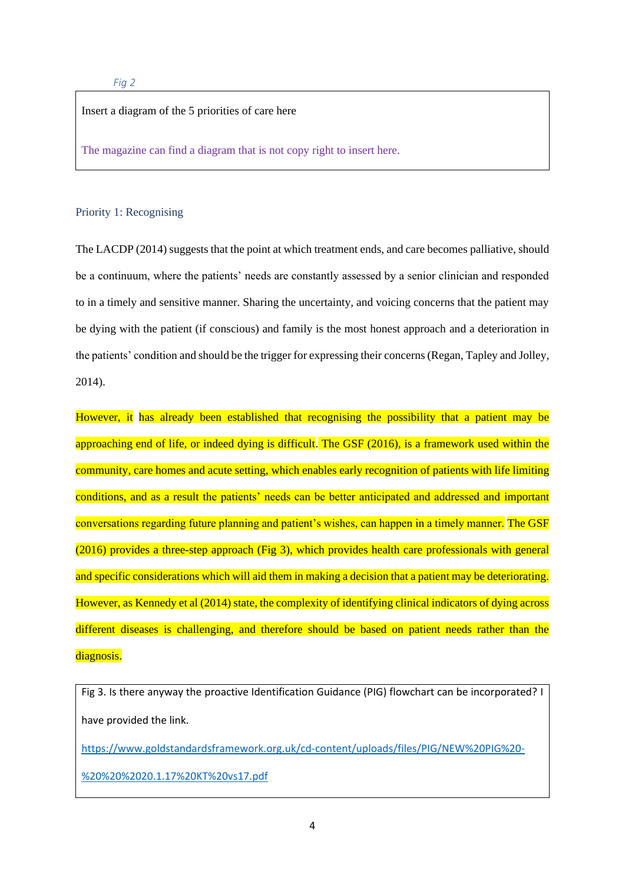*Fig 2*

Insert a diagram of the 5 priorities of care here

The magazine can find a diagram that is not copy right to insert here.

### Priority 1: Recognising

The LACDP (2014) suggests that the point at which treatment ends, and care becomes palliative, should be a continuum, where the patients' needs are constantly assessed by a senior clinician and responded to in a timely and sensitive manner. Sharing the uncertainty, and voicing concerns that the patient may be dying with the patient (if conscious) and family is the most honest approach and a deterioration in the patients' condition and should be the trigger for expressing their concerns (Regan, Tapley and Jolley, 2014).

However, it has already been established that recognising the possibility that a patient may be approaching end of life, or indeed dying is difficult. The GSF (2016), is a framework used within the community, care homes and acute setting, which enables early recognition of patients with life limiting conditions, and as a result the patients' needs can be better anticipated and addressed and important conversations regarding future planning and patient's wishes, can happen in a timely manner. The GSF (2016) provides a three-step approach (Fig 3), which provides health care professionals with general and specific considerations which will aid them in making a decision that a patient may be deteriorating. However, as Kennedy et al (2014) state, the complexity of identifying clinical indicators of dying across different diseases is challenging, and therefore should be based on patient needs rather than the diagnosis.

Fig 3. Is there anyway the proactive Identification Guidance (PIG) flowchart can be incorporated? I have provided the link.

https://www.goldstandardsframework.org.uk/cd-content/uploads/files/PIG/NEW%20PIG%20-%20%20%2020.1.17%20KT%20vs17.pdf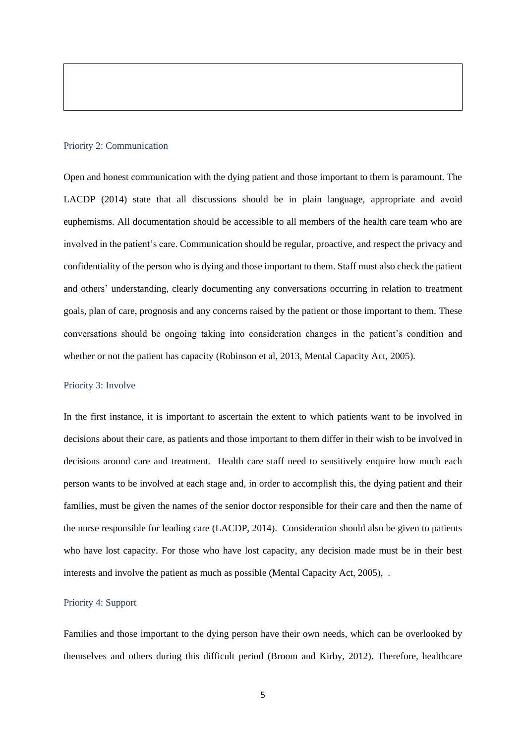### Priority 2: Communication

Open and honest communication with the dying patient and those important to them is paramount. The LACDP (2014) state that all discussions should be in plain language, appropriate and avoid euphemisms. All documentation should be accessible to all members of the health care team who are involved in the patient's care. Communication should be regular, proactive, and respect the privacy and confidentiality of the person who is dying and those important to them. Staff must also check the patient and others' understanding, clearly documenting any conversations occurring in relation to treatment goals, plan of care, prognosis and any concerns raised by the patient or those important to them. These conversations should be ongoing taking into consideration changes in the patient's condition and whether or not the patient has capacity (Robinson et al, 2013, Mental Capacity Act, 2005).

### Priority 3: Involve

In the first instance, it is important to ascertain the extent to which patients want to be involved in decisions about their care, as patients and those important to them differ in their wish to be involved in decisions around care and treatment. Health care staff need to sensitively enquire how much each person wants to be involved at each stage and, in order to accomplish this, the dying patient and their families, must be given the names of the senior doctor responsible for their care and then the name of the nurse responsible for leading care (LACDP, 2014). Consideration should also be given to patients who have lost capacity. For those who have lost capacity, any decision made must be in their best interests and involve the patient as much as possible (Mental Capacity Act, 2005), .

### Priority 4: Support

Families and those important to the dying person have their own needs, which can be overlooked by themselves and others during this difficult period (Broom and Kirby, 2012). Therefore, healthcare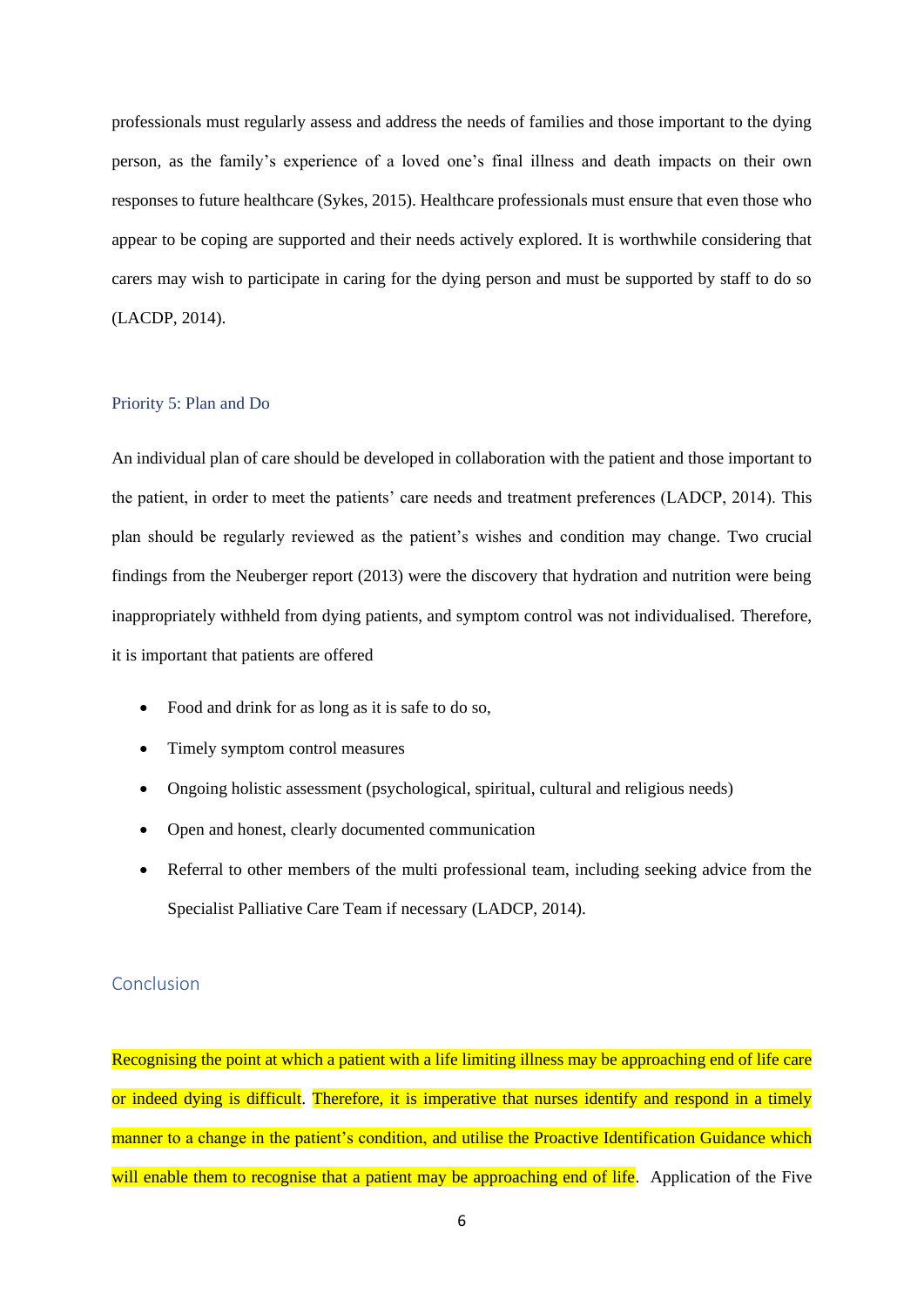professionals must regularly assess and address the needs of families and those important to the dying person, as the family's experience of a loved one's final illness and death impacts on their own responses to future healthcare (Sykes, 2015). Healthcare professionals must ensure that even those who appear to be coping are supported and their needs actively explored. It is worthwhile considering that carers may wish to participate in caring for the dying person and must be supported by staff to do so (LACDP, 2014).

### Priority 5: Plan and Do

An individual plan of care should be developed in collaboration with the patient and those important to the patient, in order to meet the patients' care needs and treatment preferences (LADCP, 2014). This plan should be regularly reviewed as the patient's wishes and condition may change. Two crucial findings from the Neuberger report (2013) were the discovery that hydration and nutrition were being inappropriately withheld from dying patients, and symptom control was not individualised. Therefore, it is important that patients are offered

- Food and drink for as long as it is safe to do so,
- Timely symptom control measures
- Ongoing holistic assessment (psychological, spiritual, cultural and religious needs)
- Open and honest, clearly documented communication
- Referral to other members of the multi professional team, including seeking advice from the Specialist Palliative Care Team if necessary (LADCP, 2014).

## Conclusion

Recognising the point at which a patient with a life limiting illness may be approaching end of life care or indeed dying is difficult. Therefore, it is imperative that nurses identify and respond in a timely manner to a change in the patient's condition, and utilise the Proactive Identification Guidance which will enable them to recognise that a patient may be approaching end of life. Application of the Five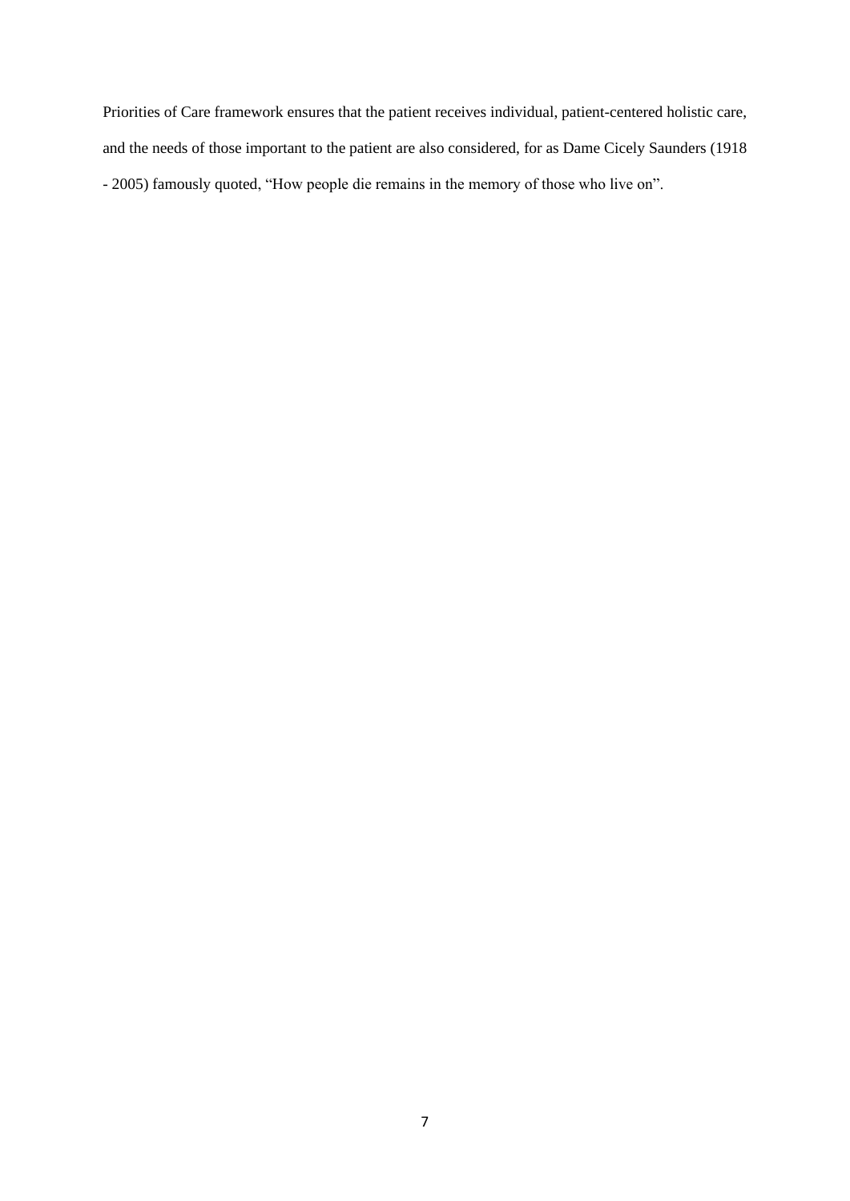Priorities of Care framework ensures that the patient receives individual, patient-centered holistic care, and the needs of those important to the patient are also considered, for as Dame Cicely Saunders (1918 - 2005) famously quoted, “How people die remains in the memory of those who live on”.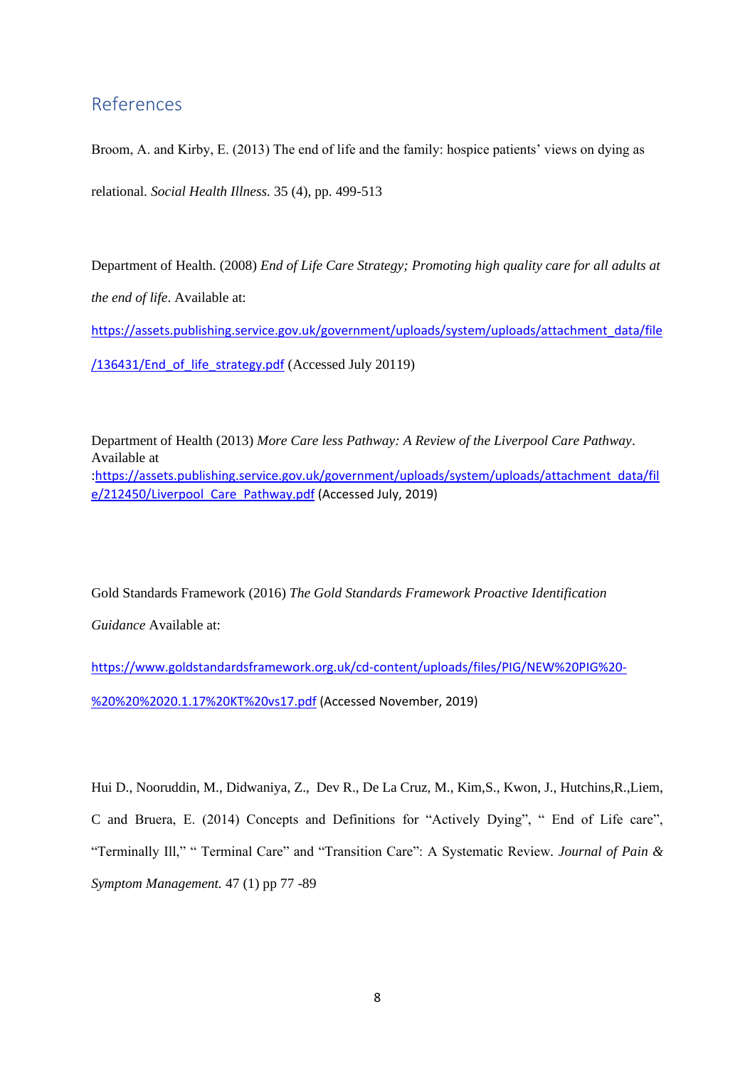## References

Broom, A. and Kirby, E. (2013) The end of life and the family: hospice patients' views on dying as relational. *Social Health Illness.* 35 (4), pp. 499-513

Department of Health. (2008) *End of Life Care Strategy; Promoting high quality care for all adults at the end of life*. Available at: https://assets.publishing.service.gov.uk/government/uploads/system/uploads/attachment_data/file/136431/End_of_life_strategy.pdf (Accessed July 20119)

Department of Health (2013) *More Care less Pathway: A Review of the Liverpool Care Pathway*. Available at :https://assets.publishing.service.gov.uk/government/uploads/system/uploads/attachment_data/file/212450/Liverpool_Care_Pathway.pdf (Accessed July, 2019)

Gold Standards Framework (2016) *The Gold Standards Framework Proactive Identification Guidance* Available at: https://www.goldstandardsframework.org.uk/cd-content/uploads/files/PIG/NEW%20PIG%20-%20%20%2020.1.17%20KT%20vs17.pdf (Accessed November, 2019)

Hui D., Nooruddin, M., Didwaniya, Z., Dev R., De La Cruz, M., Kim,S., Kwon, J., Hutchins,R.,Liem, C and Bruera, E. (2014) Concepts and Definitions for "Actively Dying", " End of Life care", "Terminally Ill," " Terminal Care" and "Transition Care": A Systematic Review. *Journal of Pain & Symptom Management.* 47 (1) pp 77 -89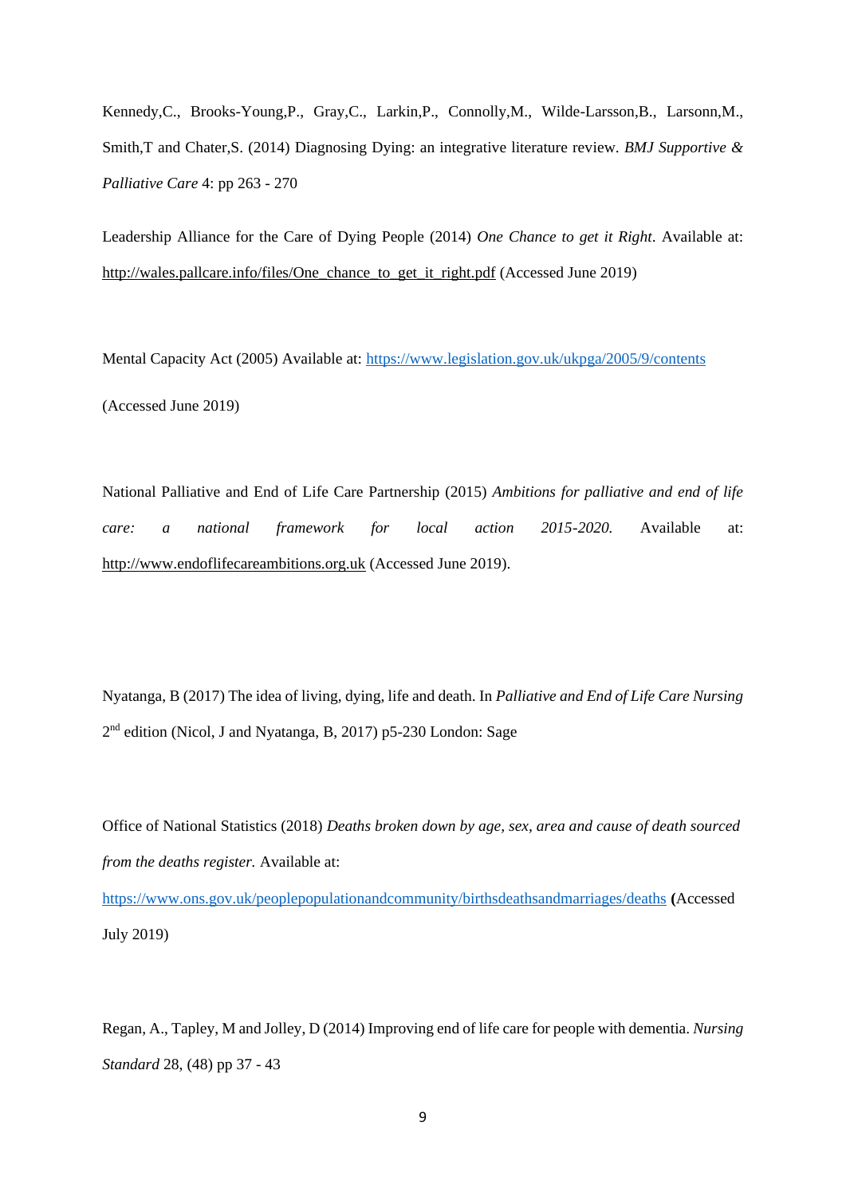Kennedy,C., Brooks-Young,P., Gray,C., Larkin,P., Connolly,M., Wilde-Larsson,B., Larsonn,M., Smith,T and Chater,S. (2014) Diagnosing Dying: an integrative literature review. *BMJ Supportive & Palliative Care* 4: pp 263 - 270

Leadership Alliance for the Care of Dying People (2014) *One Chance to get it Right*. Available at: http://wales.pallcare.info/files/One_chance_to_get_it_right.pdf (Accessed June 2019)

Mental Capacity Act (2005) Available at: https://www.legislation.gov.uk/ukpga/2005/9/contents

(Accessed June 2019)

National Palliative and End of Life Care Partnership (2015) *Ambitions for palliative and end of life care: a national framework for local action 2015-2020.* Available at: http://www.endoflifecareambitions.org.uk (Accessed June 2019).

Nyatanga, B (2017) The idea of living, dying, life and death. In *Palliative and End of Life Care Nursing* 2nd edition (Nicol, J and Nyatanga, B, 2017) p5-230 London: Sage

Office of National Statistics (2018) *Deaths broken down by age, sex, area and cause of death sourced from the deaths register.* Available at:

https://www.ons.gov.uk/peoplepopulationandcommunity/birthsdeathsandmarriages/deaths **(**Accessed July 2019)

Regan, A., Tapley, M and Jolley, D (2014) Improving end of life care for people with dementia. *Nursing Standard* 28, (48) pp 37 - 43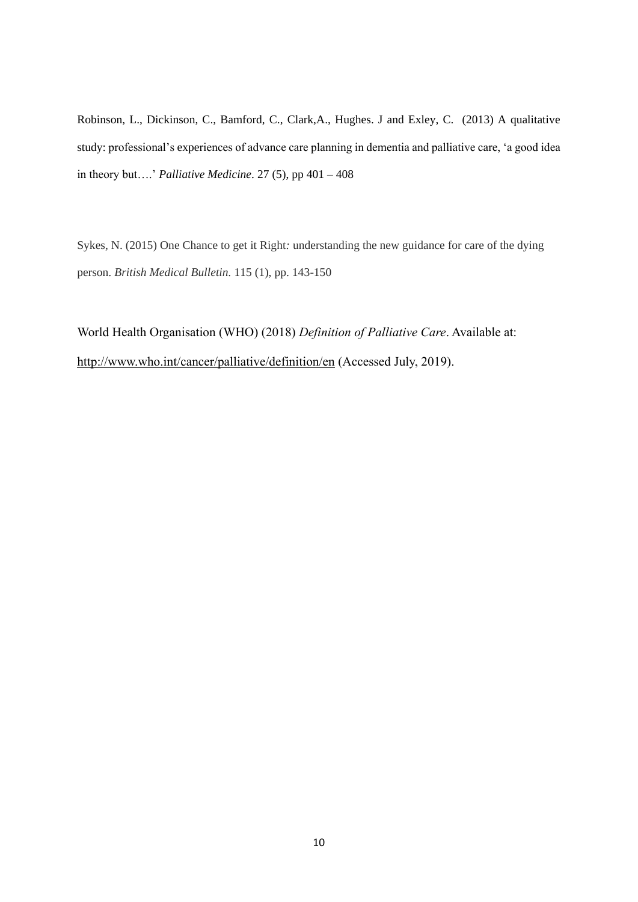Robinson, L., Dickinson, C., Bamford, C., Clark,A., Hughes. J and Exley, C. (2013) A qualitative study: professional's experiences of advance care planning in dementia and palliative care, 'a good idea in theory but….' *Palliative Medicine*. 27 (5), pp 401 – 408

Sykes, N. (2015) One Chance to get it Right*:* understanding the new guidance for care of the dying person. *British Medical Bulletin.* 115 (1), pp. 143-150

World Health Organisation (WHO) (2018) *Definition of Palliative Care*. Available at: http://www.who.int/cancer/palliative/definition/en (Accessed July, 2019).